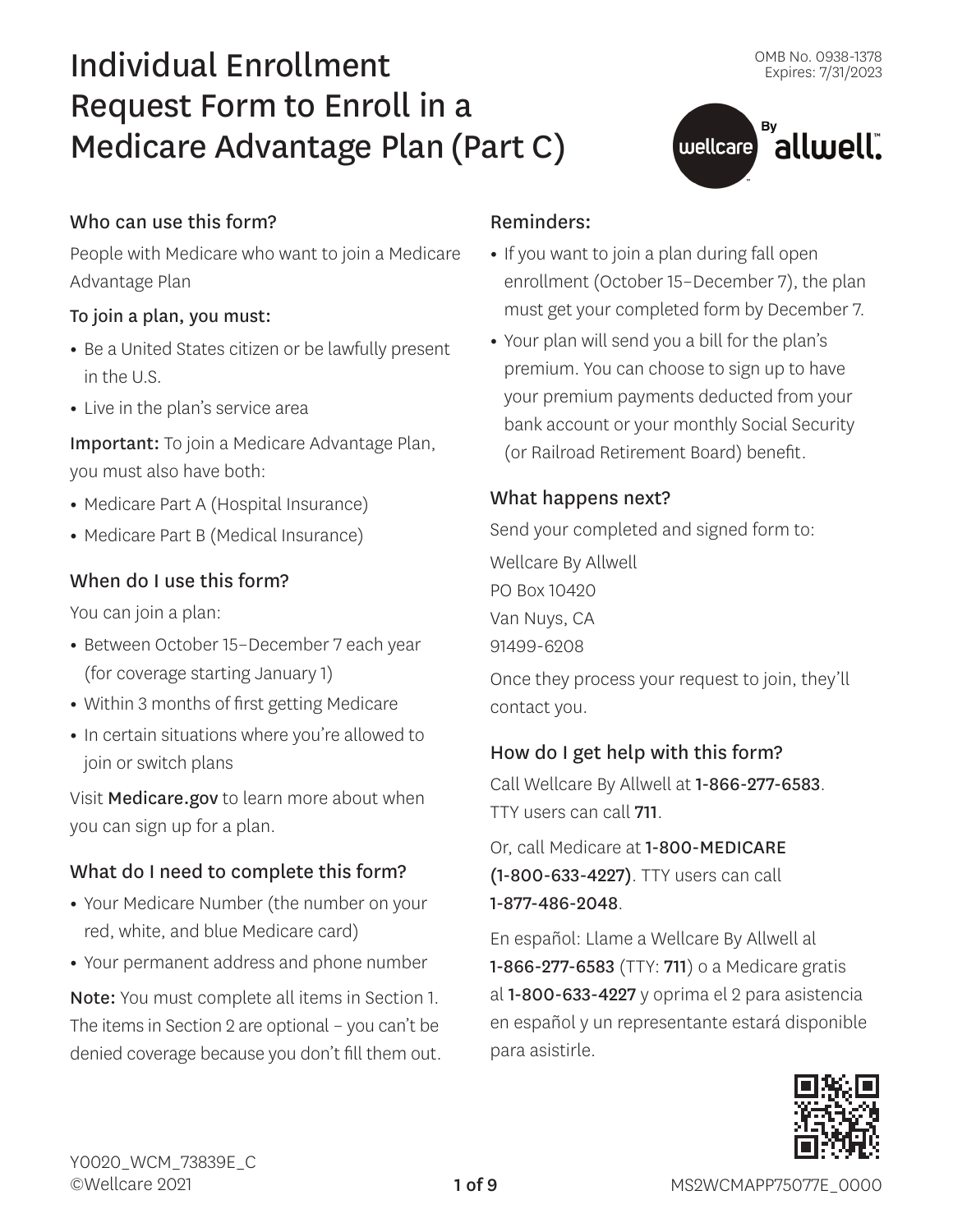OMB No. 0938-1378
Expires: 7/31/2023

# Individual Enrollment Request Form to Enroll in a Medicare Advantage Plan (Part C)

wellcare By allwell.

## Who can use this form?

People with Medicare who want to join a Medicare Advantage Plan

**To join a plan, you must:**

- Be a United States citizen or be lawfully present in the U.S.
- Live in the plan's service area

**Important:** To join a Medicare Advantage Plan, you must also have both:

- Medicare Part A (Hospital Insurance)
- Medicare Part B (Medical Insurance)

## When do I use this form?

You can join a plan:

- Between October 15–December 7 each year (for coverage starting January 1)
- Within 3 months of first getting Medicare
- In certain situations where you're allowed to join or switch plans

Visit **Medicare.gov** to learn more about when you can sign up for a plan.

## What do I need to complete this form?

- Your Medicare Number (the number on your red, white, and blue Medicare card)
- Your permanent address and phone number

**Note:** You must complete all items in Section 1. The items in Section 2 are optional – you can't be denied coverage because you don't fill them out.

## Reminders:

- If you want to join a plan during fall open enrollment (October 15–December 7), the plan must get your completed form by December 7.
- Your plan will send you a bill for the plan's premium. You can choose to sign up to have your premium payments deducted from your bank account or your monthly Social Security (or Railroad Retirement Board) benefit.

## What happens next?

Send your completed and signed form to:

Wellcare By Allwell
PO Box 10420
Van Nuys, CA
91499-6208

Once they process your request to join, they'll contact you.

## How do I get help with this form?

Call Wellcare By Allwell at **1-866-277-6583**. TTY users can call **711**.

Or, call Medicare at **1-800-MEDICARE (1-800-633-4227)**. TTY users can call **1-877-486-2048**.

En español: Llame a Wellcare By Allwell al **1-866-277-6583** (TTY: **711**) o a Medicare gratis al **1-800-633-4227** y oprima el 2 para asistencia en español y un representante estará disponible para asistirle.

Y0020_WCM_73839E_C
©Wellcare 2021

MS2WCMAPP75077E_0000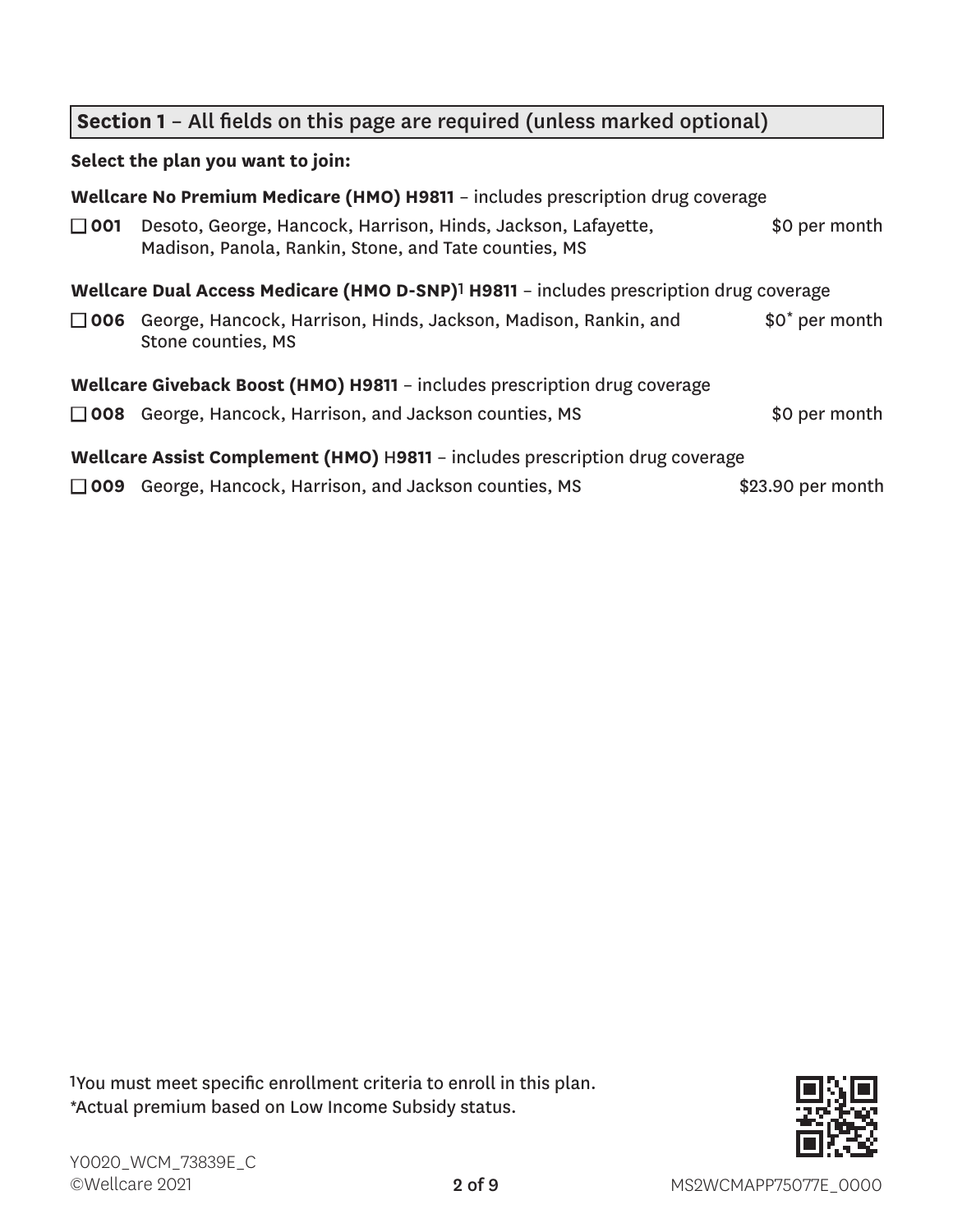## **Section 1** – All fields on this page are required (unless marked optional)

**Select the plan you want to join:**

**Wellcare No Premium Medicare (HMO) H9811** – includes prescription drug coverage

☐ **001** Desoto, George, Hancock, Harrison, Hinds, Jackson, Lafayette, Madison, Panola, Rankin, Stone, and Tate counties, MS — $0 per month

**Wellcare Dual Access Medicare (HMO D-SNP)**[1] **H9811** – includes prescription drug coverage

☐ **006** George, Hancock, Harrison, Hinds, Jackson, Madison, Rankin, and Stone counties, MS — $0* per month

**Wellcare Giveback Boost (HMO) H9811** – includes prescription drug coverage

☐ **008** George, Hancock, Harrison, and Jackson counties, MS — $0 per month

**Wellcare Assist Complement (HMO)** H**9811** – includes prescription drug coverage

☐ **009** George, Hancock, Harrison, and Jackson counties, MS — $23.90 per month

[1]You must meet specific enrollment criteria to enroll in this plan.
*Actual premium based on Low Income Subsidy status.

Y0020_WCM_73839E_C
©Wellcare 2021

MS2WCMAPP75077E_0000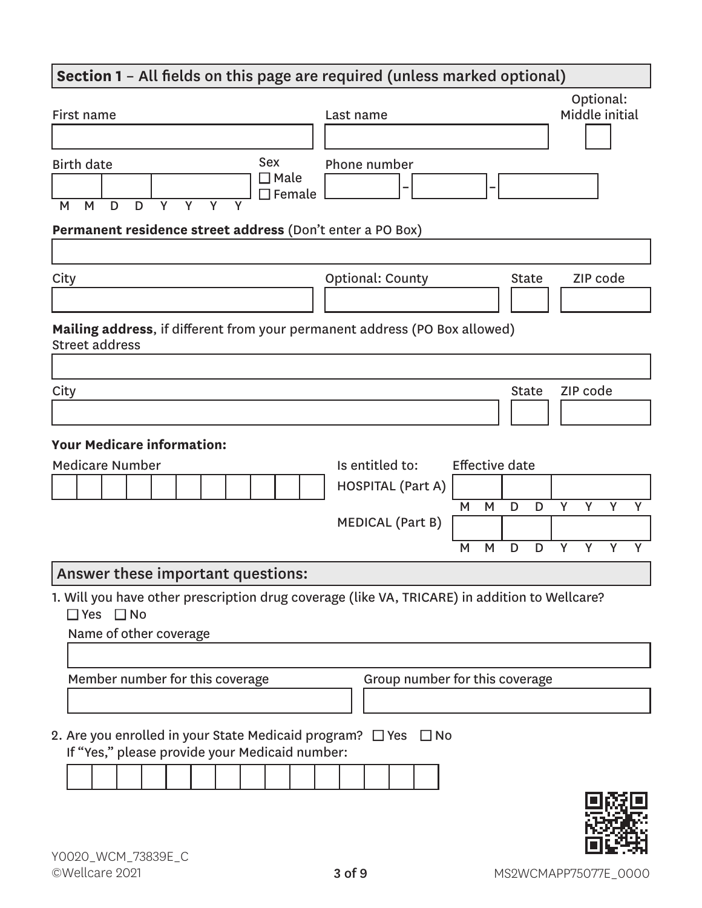## Section 1 – All fields on this page are required (unless marked optional)

First name

Last name

Optional: Middle initial

Birth date (M M D D Y Y Y Y)

Sex
☐ Male
☐ Female

Phone number ___ - ___ - ___

**Permanent residence street address** (Don't enter a PO Box)

City

Optional: County

State

ZIP code

**Mailing address**, if different from your permanent address (PO Box allowed)
Street address

City

State

ZIP code

**Your Medicare information:**

Medicare Number

| Is entitled to: | Effective date |
|---|---|
| HOSPITAL (Part A) | M M D D Y Y Y Y |
| MEDICAL (Part B) | M M D D Y Y Y Y |

## Answer these important questions:

1. Will you have other prescription drug coverage (like VA, TRICARE) in addition to Wellcare?
   ☐ Yes ☐ No

   Name of other coverage

   Member number for this coverage

   Group number for this coverage

2. Are you enrolled in your State Medicaid program? ☐ Yes ☐ No
   If "Yes," please provide your Medicaid number:

Y0020_WCM_73839E_C
©Wellcare 2021

MS2WCMAPP75077E_0000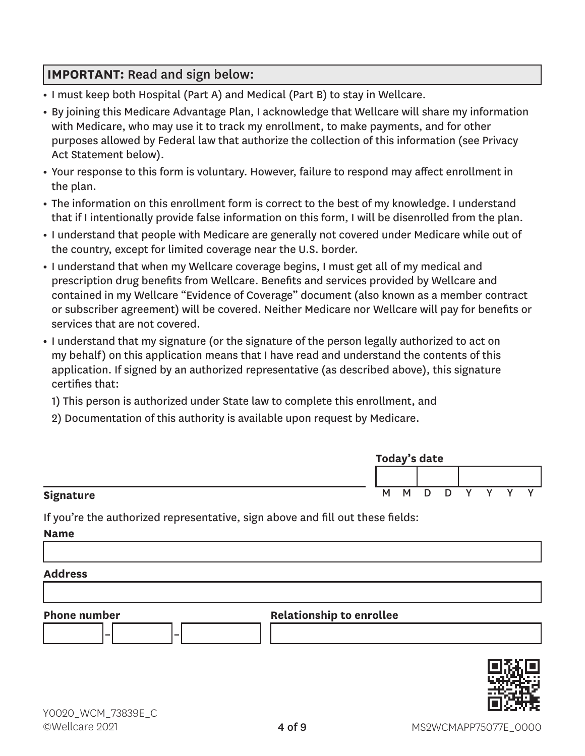**IMPORTANT:** Read and sign below:

- I must keep both Hospital (Part A) and Medical (Part B) to stay in Wellcare.
- By joining this Medicare Advantage Plan, I acknowledge that Wellcare will share my information with Medicare, who may use it to track my enrollment, to make payments, and for other purposes allowed by Federal law that authorize the collection of this information (see Privacy Act Statement below).
- Your response to this form is voluntary. However, failure to respond may affect enrollment in the plan.
- The information on this enrollment form is correct to the best of my knowledge. I understand that if I intentionally provide false information on this form, I will be disenrolled from the plan.
- I understand that people with Medicare are generally not covered under Medicare while out of the country, except for limited coverage near the U.S. border.
- I understand that when my Wellcare coverage begins, I must get all of my medical and prescription drug benefits from Wellcare. Benefits and services provided by Wellcare and contained in my Wellcare "Evidence of Coverage" document (also known as a member contract or subscriber agreement) will be covered. Neither Medicare nor Wellcare will pay for benefits or services that are not covered.
- I understand that my signature (or the signature of the person legally authorized to act on my behalf) on this application means that I have read and understand the contents of this application. If signed by an authorized representative (as described above), this signature certifies that:

  1) This person is authorized under State law to complete this enrollment, and

  2) Documentation of this authority is available upon request by Medicare.

**Signature** ______________________________

**Today's date** ___ ___ / ___ ___ / ___ ___ ___ ___ (M M D D Y Y Y Y)

If you're the authorized representative, sign above and fill out these fields:

**Name** ______________________________

**Address** ______________________________

**Phone number** _______ – _______ – _______

**Relationship to enrollee** ______________________________

Y0020_WCM_73839E_C
©Wellcare 2021

MS2WCMAPP75077E_0000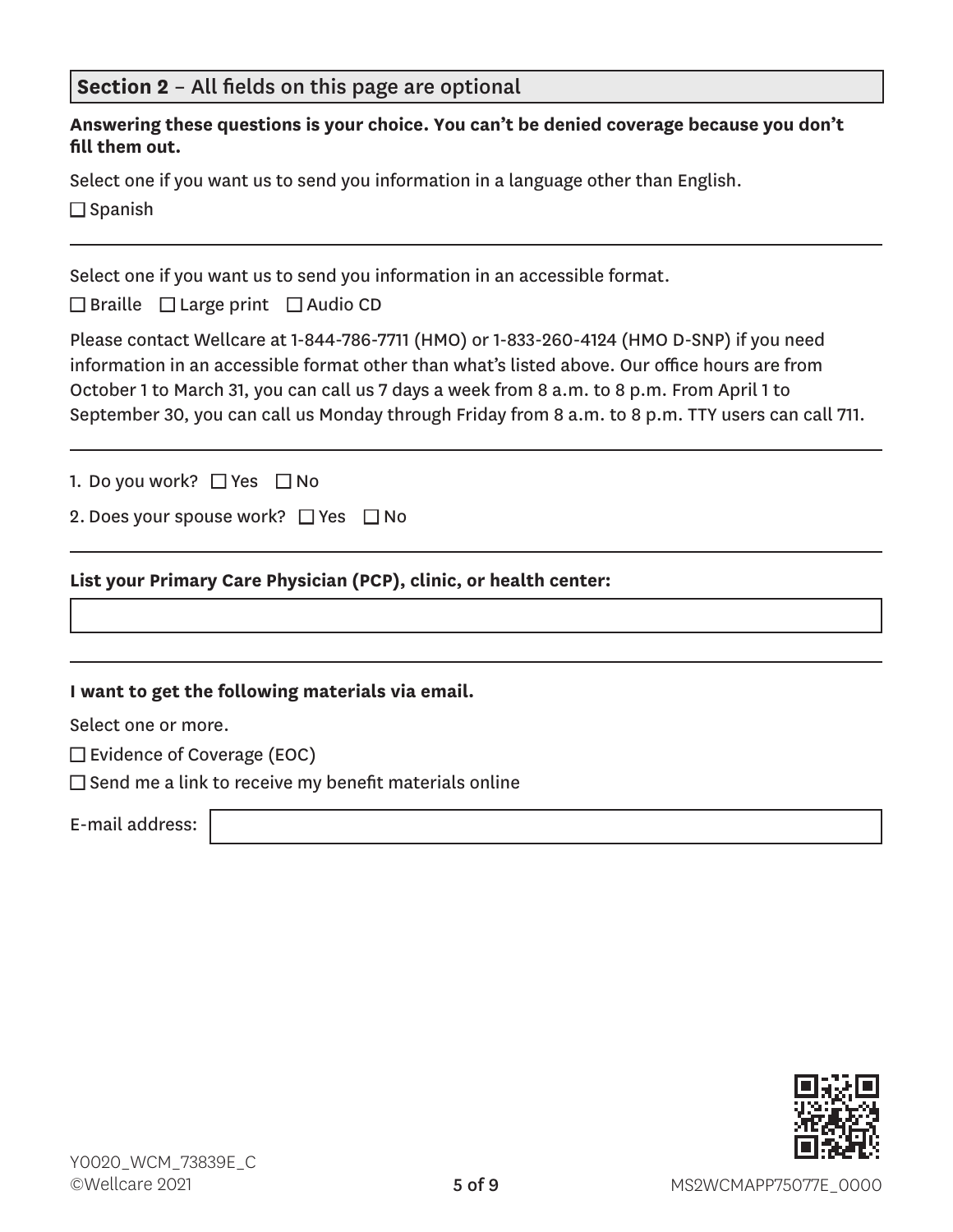## **Section 2** – All fields on this page are optional

**Answering these questions is your choice. You can't be denied coverage because you don't fill them out.**

Select one if you want us to send you information in a language other than English.

☐ Spanish

---

Select one if you want us to send you information in an accessible format.

☐ Braille ☐ Large print ☐ Audio CD

Please contact Wellcare at 1-844-786-7711 (HMO) or 1-833-260-4124 (HMO D-SNP) if you need information in an accessible format other than what's listed above. Our office hours are from October 1 to March 31, you can call us 7 days a week from 8 a.m. to 8 p.m. From April 1 to September 30, you can call us Monday through Friday from 8 a.m. to 8 p.m. TTY users can call 711.

---

1. Do you work? ☐ Yes ☐ No

2. Does your spouse work? ☐ Yes ☐ No

---

**List your Primary Care Physician (PCP), clinic, or health center:**

---

**I want to get the following materials via email.**

Select one or more.

☐ Evidence of Coverage (EOC)

☐ Send me a link to receive my benefit materials online

E-mail address:

Y0020_WCM_73839E_C

©Wellcare 2021

MS2WCMAPP75077E_0000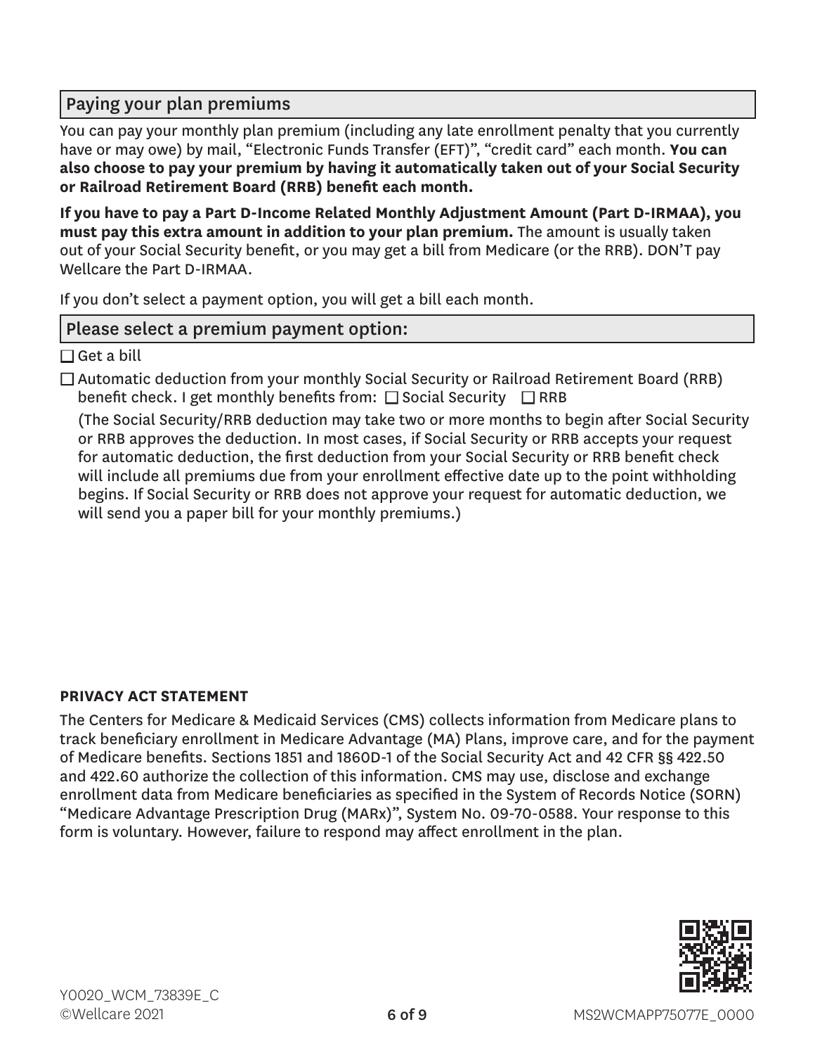## Paying your plan premiums

You can pay your monthly plan premium (including any late enrollment penalty that you currently have or may owe) by mail, "Electronic Funds Transfer (EFT)", "credit card" each month. **You can also choose to pay your premium by having it automatically taken out of your Social Security or Railroad Retirement Board (RRB) benefit each month.**

**If you have to pay a Part D-Income Related Monthly Adjustment Amount (Part D-IRMAA), you must pay this extra amount in addition to your plan premium.** The amount is usually taken out of your Social Security benefit, or you may get a bill from Medicare (or the RRB). DON'T pay Wellcare the Part D-IRMAA.

If you don't select a payment option, you will get a bill each month.

## Please select a premium payment option:

☐ Get a bill

☐ Automatic deduction from your monthly Social Security or Railroad Retirement Board (RRB) benefit check. I get monthly benefits from: ☐ Social Security ☐ RRB

(The Social Security/RRB deduction may take two or more months to begin after Social Security or RRB approves the deduction. In most cases, if Social Security or RRB accepts your request for automatic deduction, the first deduction from your Social Security or RRB benefit check will include all premiums due from your enrollment effective date up to the point withholding begins. If Social Security or RRB does not approve your request for automatic deduction, we will send you a paper bill for your monthly premiums.)

**PRIVACY ACT STATEMENT**

The Centers for Medicare & Medicaid Services (CMS) collects information from Medicare plans to track beneficiary enrollment in Medicare Advantage (MA) Plans, improve care, and for the payment of Medicare benefits. Sections 1851 and 1860D-1 of the Social Security Act and 42 CFR §§ 422.50 and 422.60 authorize the collection of this information. CMS may use, disclose and exchange enrollment data from Medicare beneficiaries as specified in the System of Records Notice (SORN) "Medicare Advantage Prescription Drug (MARx)", System No. 09-70-0588. Your response to this form is voluntary. However, failure to respond may affect enrollment in the plan.

Y0020_WCM_73839E_C
©Wellcare 2021

MS2WCMAPP75077E_0000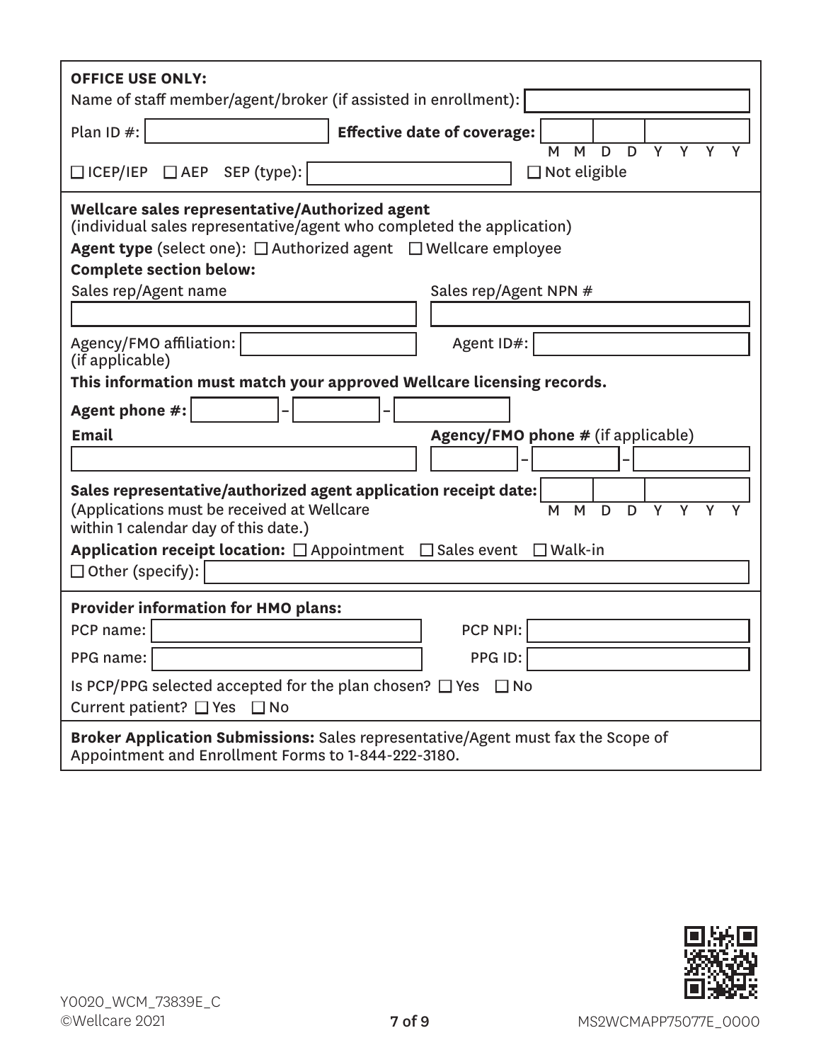**OFFICE USE ONLY:**

Name of staff member/agent/broker (if assisted in enrollment): ____________

Plan ID #: ____________ **Effective date of coverage:** ____ (M M D D Y Y Y Y)

☐ ICEP/IEP ☐ AEP SEP (type): ____________ ☐ Not eligible

**Wellcare sales representative/Authorized agent**
(individual sales representative/agent who completed the application)

**Agent type** (select one): ☐ Authorized agent ☐ Wellcare employee

**Complete section below:**

Sales rep/Agent name ____________

Sales rep/Agent NPN # ____________

Agency/FMO affiliation: (if applicable) ____________

Agent ID#: ____________

**This information must match your approved Wellcare licensing records.**

**Agent phone #:** ____ – ____ – ____

**Email** ____________

**Agency/FMO phone #** (if applicable) ____ – ____ – ____

**Sales representative/authorized agent application receipt date:** ____ (M M D D Y Y Y Y)
(Applications must be received at Wellcare within 1 calendar day of this date.)

**Application receipt location:** ☐ Appointment ☐ Sales event ☐ Walk-in
☐ Other (specify): ____________

**Provider information for HMO plans:**

PCP name: ____________ PCP NPI: ____________

PPG name: ____________ PPG ID: ____________

Is PCP/PPG selected accepted for the plan chosen? ☐ Yes ☐ No

Current patient? ☐ Yes ☐ No

**Broker Application Submissions:** Sales representative/Agent must fax the Scope of Appointment and Enrollment Forms to 1-844-222-3180.

Y0020_WCM_73839E_C
©Wellcare 2021

MS2WCMAPP75077E_0000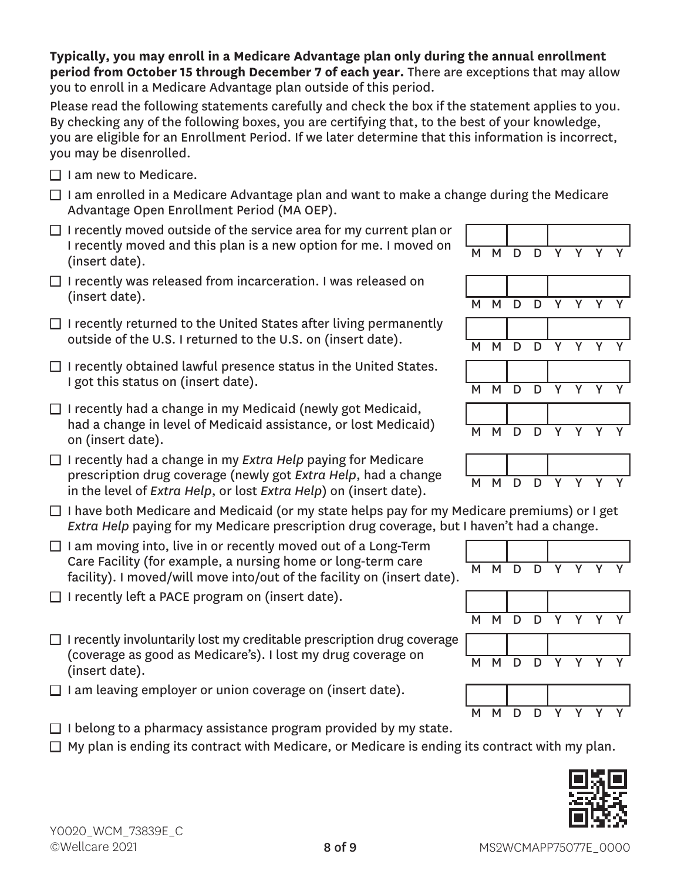**Typically, you may enroll in a Medicare Advantage plan only during the annual enrollment period from October 15 through December 7 of each year.** There are exceptions that may allow you to enroll in a Medicare Advantage plan outside of this period.

Please read the following statements carefully and check the box if the statement applies to you. By checking any of the following boxes, you are certifying that, to the best of your knowledge, you are eligible for an Enrollment Period. If we later determine that this information is incorrect, you may be disenrolled.

- ☐ I am new to Medicare.
- ☐ I am enrolled in a Medicare Advantage plan and want to make a change during the Medicare Advantage Open Enrollment Period (MA OEP).
- ☐ I recently moved outside of the service area for my current plan or I recently moved and this plan is a new option for me. I moved on (insert date). MM DD YYYY
- ☐ I recently was released from incarceration. I was released on (insert date). MM DD YYYY
- ☐ I recently returned to the United States after living permanently outside of the U.S. I returned to the U.S. on (insert date). MM DD YYYY
- ☐ I recently obtained lawful presence status in the United States. I got this status on (insert date). MM DD YYYY
- ☐ I recently had a change in my Medicaid (newly got Medicaid, had a change in level of Medicaid assistance, or lost Medicaid) on (insert date). MM DD YYYY
- ☐ I recently had a change in my *Extra Help* paying for Medicare prescription drug coverage (newly got *Extra Help*, had a change in the level of *Extra Help*, or lost *Extra Help*) on (insert date). MM DD YYYY
- ☐ I have both Medicare and Medicaid (or my state helps pay for my Medicare premiums) or I get *Extra Help* paying for my Medicare prescription drug coverage, but I haven't had a change.
- ☐ I am moving into, live in or recently moved out of a Long-Term Care Facility (for example, a nursing home or long-term care facility). I moved/will move into/out of the facility on (insert date). MM DD YYYY
- ☐ I recently left a PACE program on (insert date). MM DD YYYY
- ☐ I recently involuntarily lost my creditable prescription drug coverage (coverage as good as Medicare's). I lost my drug coverage on (insert date). MM DD YYYY
- ☐ I am leaving employer or union coverage on (insert date). MM DD YYYY
- ☐ I belong to a pharmacy assistance program provided by my state.
- ☐ My plan is ending its contract with Medicare, or Medicare is ending its contract with my plan.

Y0020_WCM_73839E_C
©Wellcare 2021

MS2WCMAPP75077E_0000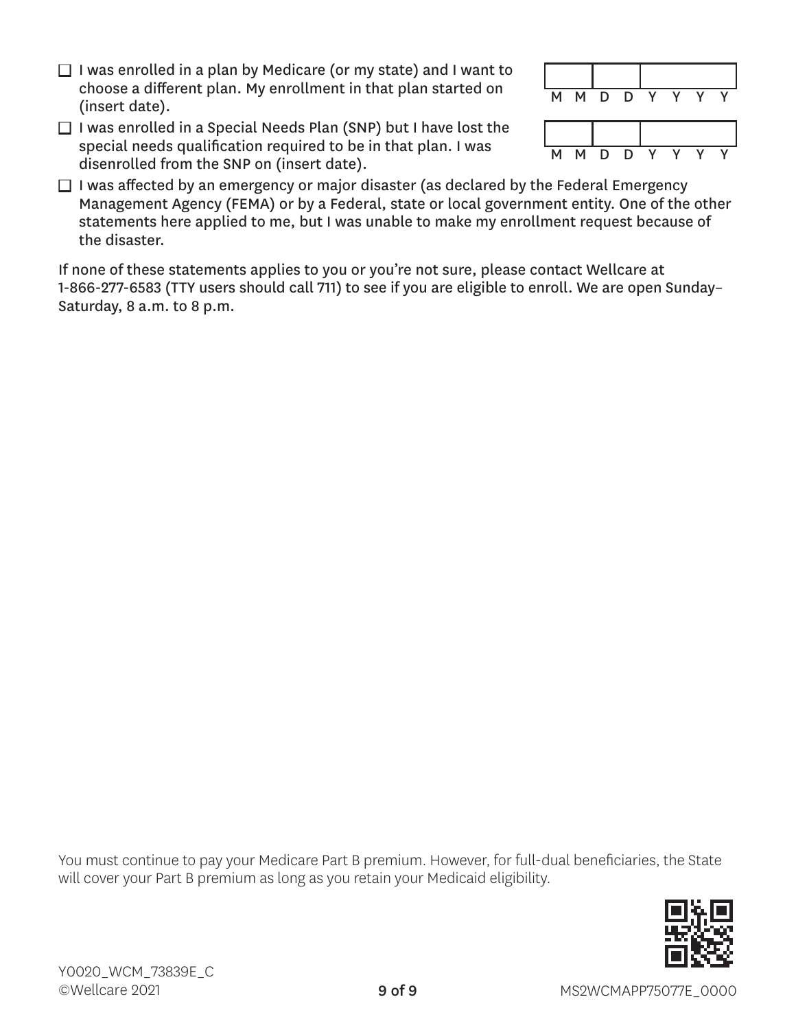- ☐ I was enrolled in a plan by Medicare (or my state) and I want to choose a different plan. My enrollment in that plan started on (insert date). [ M M / D D / Y Y Y Y ]
- ☐ I was enrolled in a Special Needs Plan (SNP) but I have lost the special needs qualification required to be in that plan. I was disenrolled from the SNP on (insert date). [ M M / D D / Y Y Y Y ]
- ☐ I was affected by an emergency or major disaster (as declared by the Federal Emergency Management Agency (FEMA) or by a Federal, state or local government entity. One of the other statements here applied to me, but I was unable to make my enrollment request because of the disaster.

If none of these statements applies to you or you're not sure, please contact Wellcare at 1-866-277-6583 (TTY users should call 711) to see if you are eligible to enroll. We are open Sunday–Saturday, 8 a.m. to 8 p.m.

You must continue to pay your Medicare Part B premium. However, for full-dual beneficiaries, the State will cover your Part B premium as long as you retain your Medicaid eligibility.

Y0020_WCM_73839E_C
©Wellcare 2021

MS2WCMAPP75077E_0000